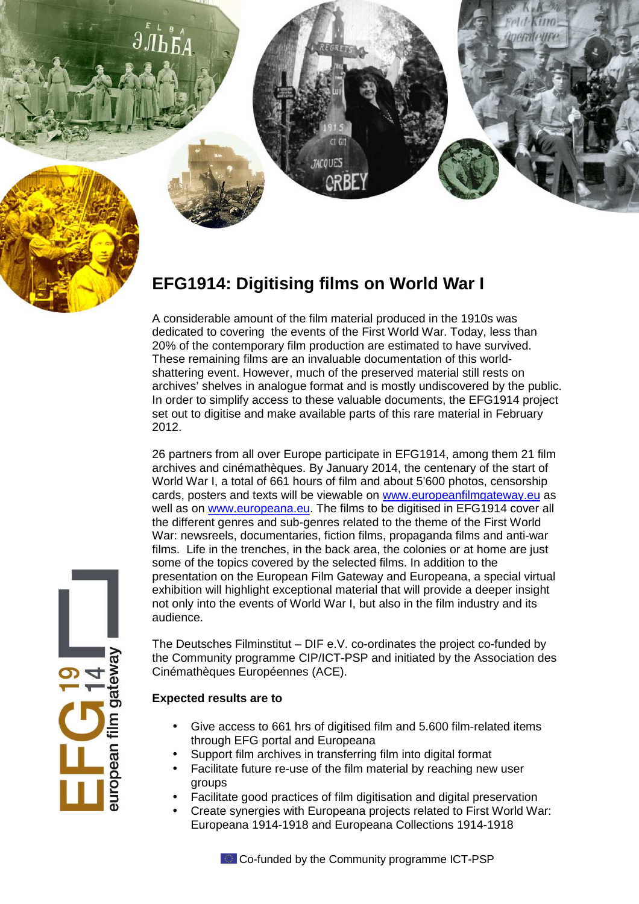# EFG1914: Digitising films on World War I

A considerable amount of the film material produced in the 1910s was dedicated to covering the events of the First World War. Today, less than 20% of the contemporary film production are estimated to have survived. These remaining films are an invaluable documentation of this world-shattering event. However, much of the preserved material still rests on archives' shelves in analogue format and is mostly undiscovered by the public. In order to simplify access to these valuable documents, the EFG1914 project set out to digitise and make available parts of this rare material in February 2012.

26 partners from all over Europe participate in EFG1914, among them 21 film archives and cinémathèques. By January 2014, the centenary of the start of World War I, a total of 661 hours of film and about 5'600 photos, censorship cards, posters and texts will be viewable on www.europeanfilmgateway.eu as well as on www.europeana.eu. The films to be digitised in EFG1914 cover all the different genres and sub-genres related to the theme of the First World War: newsreels, documentaries, fiction films, propaganda films and anti-war films. Life in the trenches, in the back area, the colonies or at home are just some of the topics covered by the selected films. In addition to the presentation on the European Film Gateway and Europeana, a special virtual exhibition will highlight exceptional material that will provide a deeper insight not only into the events of World War I, but also in the film industry and its audience.

The Deutsches Filminstitut – DIF e.V. co-ordinates the project co-funded by the Community programme CIP/ICT-PSP and initiated by the Association des Cinémathèques Européennes (ACE).

**Expected results are to**

- Give access to 661 hrs of digitised film and 5.600 film-related items through EFG portal and Europeana
- Support film archives in transferring film into digital format
- Facilitate future re-use of the film material by reaching new user groups
- Facilitate good practices of film digitisation and digital preservation
- Create synergies with Europeana projects related to First World War: Europeana 1914-1918 and Europeana Collections 1914-1918

Co-funded by the Community programme ICT-PSP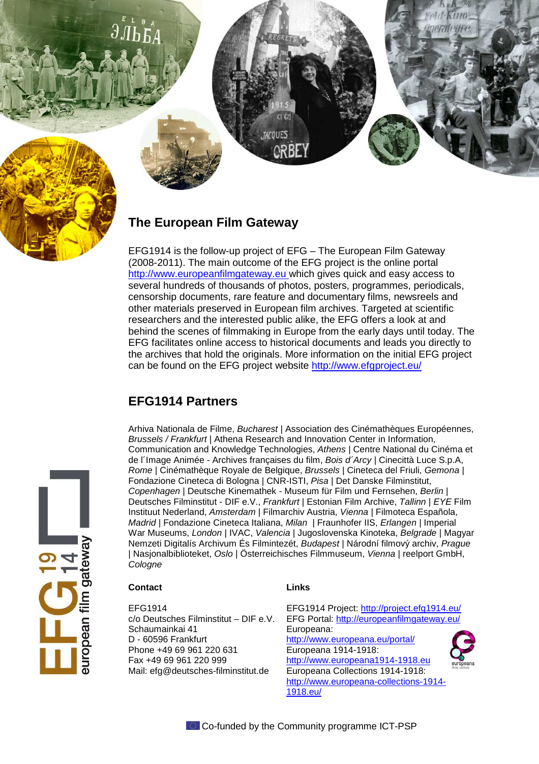## The European Film Gateway

EFG1914 is the follow-up project of EFG – The European Film Gateway (2008-2011). The main outcome of the EFG project is the online portal http://www.europeanfilmgateway.eu which gives quick and easy access to several hundreds of thousands of photos, posters, programmes, periodicals, censorship documents, rare feature and documentary films, newsreels and other materials preserved in European film archives. Targeted at scientific researchers and the interested public alike, the EFG offers a look at and behind the scenes of filmmaking in Europe from the early days until today. The EFG facilitates online access to historical documents and leads you directly to the archives that hold the originals. More information on the initial EFG project can be found on the EFG project website http://www.efgproject.eu/

## EFG1914 Partners

Arhiva Nationala de Filme, *Bucharest* | Association des Cinémathèques Européennes, *Brussels / Frankfurt* | Athena Research and Innovation Center in Information, Communication and Knowledge Technologies, *Athens* | Centre National du Cinéma et de l´Image Animée - Archives françaises du film, *Bois d´Arcy* | Cinecittà Luce S.p.A, *Rome* | Cinémathèque Royale de Belgique, *Brussels* | Cineteca del Friuli, *Gemona* | Fondazione Cineteca di Bologna | CNR-ISTI, *Pisa* | Det Danske Filminstitut, *Copenhagen* | Deutsche Kinemathek - Museum für Film und Fernsehen, *Berlin* | Deutsches Filminstitut - DIF e.V., *Frankfurt* | Estonian Film Archive, *Tallinn* | *EYE* Film Instituut Nederland, *Amsterdam* | Filmarchiv Austria, *Vienna* | Filmoteca Española, *Madrid* | Fondazione Cineteca Italiana, *Milan* | Fraunhofer IIS, *Erlangen* | Imperial War Museums, *London* | IVAC, *Valencia* | Jugoslovenska Kinoteka, *Belgrade* | Magyar Nemzeti Digitalís Archivum És Filmintezét, *Budapest* | Národní filmový archiv, *Prague* | Nasjonalbiblioteket, *Oslo* | Österreichisches Filmmuseum, *Vienna* | reelport GmbH, *Cologne*

**Contact**

EFG1914
c/o Deutsches Filminstitut – DIF e.V.
Schaumainkai 41
D - 60596 Frankfurt
Phone +49 69 961 220 631
Fax +49 69 961 220 999
Mail: efg@deutsches-filminstitut.de

**Links**

EFG1914 Project: http://project.efg1914.eu/
EFG Portal: http://europeanfilmgateway.eu/
Europeana:
http://www.europeana.eu/portal/
Europeana 1914-1918:
http://www.europeana1914-1918.eu
Europeana Collections 1914-1918:
http://www.europeana-collections-1914-1918.eu/

Co-funded by the Community programme ICT-PSP